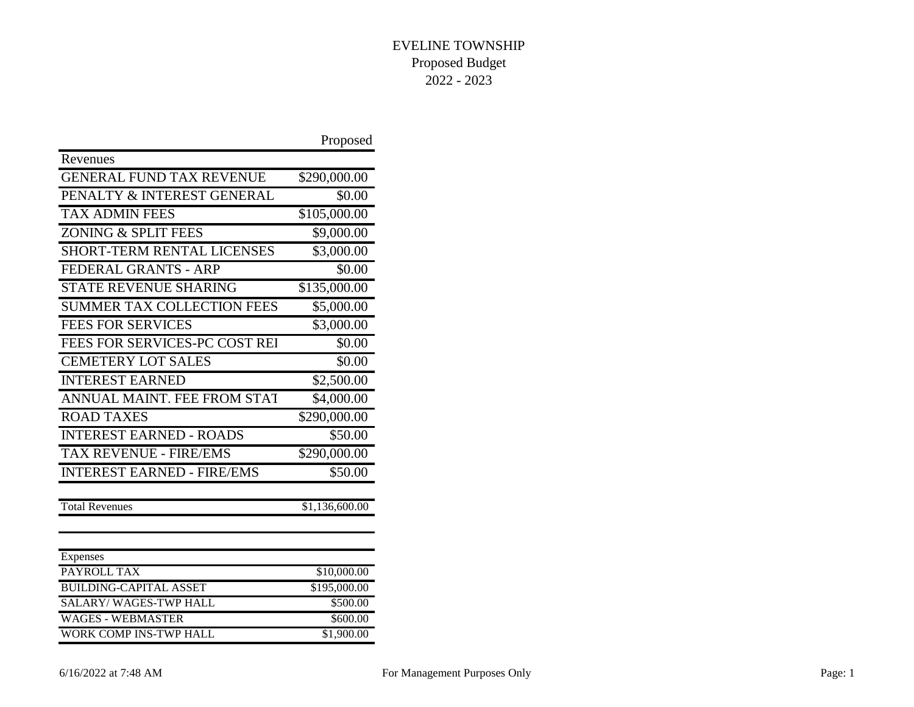# EVELINE TOWNSHIP
## Proposed Budget
## 2022 - 2023

| | Proposed |
|---|---:|
| **Revenues** | |
| GENERAL FUND TAX REVENUE | $290,000.00 |
| PENALTY & INTEREST GENERAL | $0.00 |
| TAX ADMIN FEES | $105,000.00 |
| ZONING & SPLIT FEES | $9,000.00 |
| SHORT-TERM RENTAL LICENSES | $3,000.00 |
| FEDERAL GRANTS - ARP | $0.00 |
| STATE REVENUE SHARING | $135,000.00 |
| SUMMER TAX COLLECTION FEES | $5,000.00 |
| FEES FOR SERVICES | $3,000.00 |
| FEES FOR SERVICES-PC COST REI | $0.00 |
| CEMETERY LOT SALES | $0.00 |
| INTEREST EARNED | $2,500.00 |
| ANNUAL MAINT. FEE FROM STAT | $4,000.00 |
| ROAD TAXES | $290,000.00 |
| INTEREST EARNED - ROADS | $50.00 |
| TAX REVENUE - FIRE/EMS | $290,000.00 |
| INTEREST EARNED - FIRE/EMS | $50.00 |
| | |
| Total Revenues | $1,136,600.00 |

| | |
|---|---:|
| **Expenses** | |
| PAYROLL TAX | $10,000.00 |
| BUILDING-CAPITAL ASSET | $195,000.00 |
| SALARY/ WAGES-TWP HALL | $500.00 |
| WAGES - WEBMASTER | $600.00 |
| WORK COMP INS-TWP HALL | $1,900.00 |

6/16/2022 at 7:48 AM — For Management Purposes Only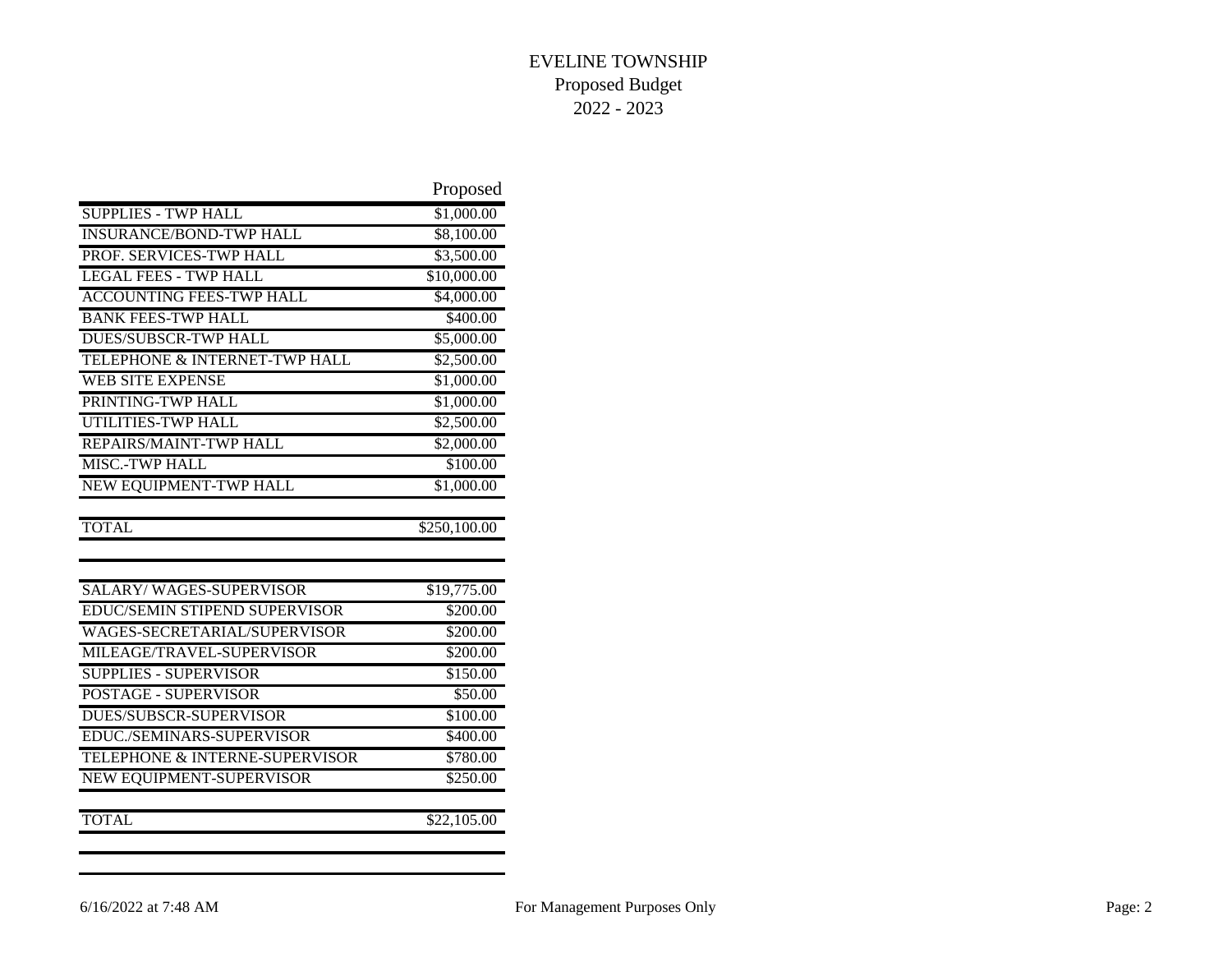# EVELINE TOWNSHIP

## Proposed Budget

## 2022 - 2023

| | Proposed |
|---|---|
| SUPPLIES - TWP HALL | $1,000.00 |
| INSURANCE/BOND-TWP HALL | $8,100.00 |
| PROF. SERVICES-TWP HALL | $3,500.00 |
| LEGAL FEES - TWP HALL | $10,000.00 |
| ACCOUNTING FEES-TWP HALL | $4,000.00 |
| BANK FEES-TWP HALL | $400.00 |
| DUES/SUBSCR-TWP HALL | $5,000.00 |
| TELEPHONE & INTERNET-TWP HALL | $2,500.00 |
| WEB SITE EXPENSE | $1,000.00 |
| PRINTING-TWP HALL | $1,000.00 |
| UTILITIES-TWP HALL | $2,500.00 |
| REPAIRS/MAINT-TWP HALL | $2,000.00 |
| MISC.-TWP HALL | $100.00 |
| NEW EQUIPMENT-TWP HALL | $1,000.00 |
| | |
| TOTAL | $250,100.00 |

| | |
|---|---|
| SALARY/ WAGES-SUPERVISOR | $19,775.00 |
| EDUC/SEMIN STIPEND SUPERVISOR | $200.00 |
| WAGES-SECRETARIAL/SUPERVISOR | $200.00 |
| MILEAGE/TRAVEL-SUPERVISOR | $200.00 |
| SUPPLIES - SUPERVISOR | $150.00 |
| POSTAGE - SUPERVISOR | $50.00 |
| DUES/SUBSCR-SUPERVISOR | $100.00 |
| EDUC./SEMINARS-SUPERVISOR | $400.00 |
| TELEPHONE & INTERNE-SUPERVISOR | $780.00 |
| NEW EQUIPMENT-SUPERVISOR | $250.00 |
| | |
| TOTAL | $22,105.00 |

6/16/2022 at 7:48 AM

For Management Purposes Only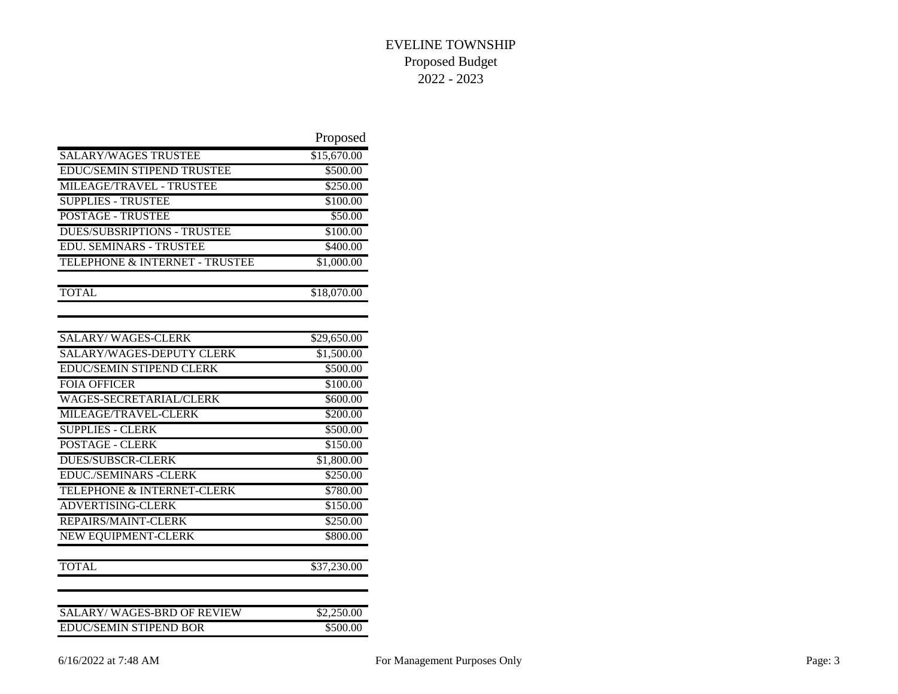# EVELINE TOWNSHIP

Proposed Budget

2022 - 2023

| | Proposed |
|---|---|
| SALARY/WAGES TRUSTEE | $15,670.00 |
| EDUC/SEMIN STIPEND TRUSTEE | $500.00 |
| MILEAGE/TRAVEL - TRUSTEE | $250.00 |
| SUPPLIES - TRUSTEE | $100.00 |
| POSTAGE - TRUSTEE | $50.00 |
| DUES/SUBSRIPTIONS - TRUSTEE | $100.00 |
| EDU. SEMINARS - TRUSTEE | $400.00 |
| TELEPHONE & INTERNET - TRUSTEE | $1,000.00 |
| TOTAL | $18,070.00 |

| | |
|---|---|
| SALARY/ WAGES-CLERK | $29,650.00 |
| SALARY/WAGES-DEPUTY CLERK | $1,500.00 |
| EDUC/SEMIN STIPEND CLERK | $500.00 |
| FOIA OFFICER | $100.00 |
| WAGES-SECRETARIAL/CLERK | $600.00 |
| MILEAGE/TRAVEL-CLERK | $200.00 |
| SUPPLIES - CLERK | $500.00 |
| POSTAGE - CLERK | $150.00 |
| DUES/SUBSCR-CLERK | $1,800.00 |
| EDUC./SEMINARS -CLERK | $250.00 |
| TELEPHONE & INTERNET-CLERK | $780.00 |
| ADVERTISING-CLERK | $150.00 |
| REPAIRS/MAINT-CLERK | $250.00 |
| NEW EQUIPMENT-CLERK | $800.00 |
| TOTAL | $37,230.00 |

| | |
|---|---|
| SALARY/ WAGES-BRD OF REVIEW | $2,250.00 |
| EDUC/SEMIN STIPEND BOR | $500.00 |

6/16/2022 at 7:48 AM — For Management Purposes Only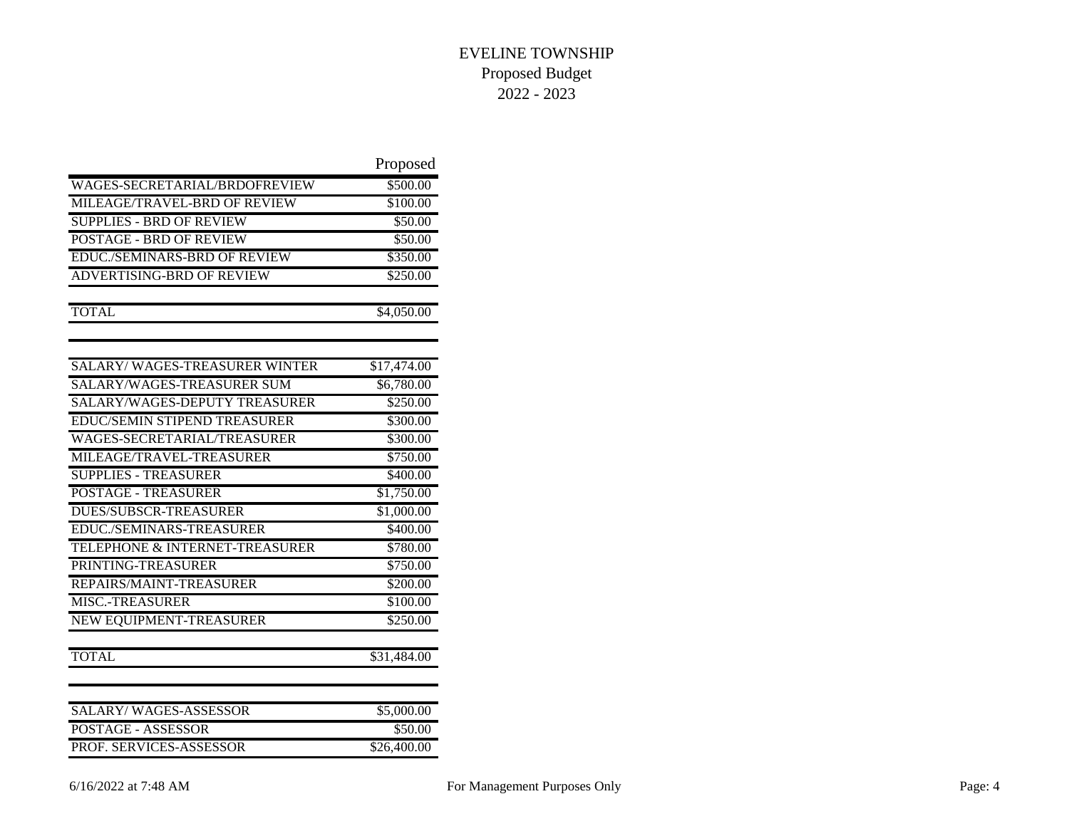# EVELINE TOWNSHIP
## Proposed Budget
## 2022 - 2023

| | Proposed |
|---|---|
| WAGES-SECRETARIAL/BRDOFREVIEW | \$500.00 |
| MILEAGE/TRAVEL-BRD OF REVIEW | \$100.00 |
| SUPPLIES - BRD OF REVIEW | \$50.00 |
| POSTAGE - BRD OF REVIEW | \$50.00 |
| EDUC./SEMINARS-BRD OF REVIEW | \$350.00 |
| ADVERTISING-BRD OF REVIEW | \$250.00 |
| | |
| TOTAL | \$4,050.00 |

| | |
|---|---|
| SALARY/ WAGES-TREASURER WINTER | \$17,474.00 |
| SALARY/WAGES-TREASURER SUM | \$6,780.00 |
| SALARY/WAGES-DEPUTY TREASURER | \$250.00 |
| EDUC/SEMIN STIPEND TREASURER | \$300.00 |
| WAGES-SECRETARIAL/TREASURER | \$300.00 |
| MILEAGE/TRAVEL-TREASURER | \$750.00 |
| SUPPLIES - TREASURER | \$400.00 |
| POSTAGE - TREASURER | \$1,750.00 |
| DUES/SUBSCR-TREASURER | \$1,000.00 |
| EDUC./SEMINARS-TREASURER | \$400.00 |
| TELEPHONE & INTERNET-TREASURER | \$780.00 |
| PRINTING-TREASURER | \$750.00 |
| REPAIRS/MAINT-TREASURER | \$200.00 |
| MISC.-TREASURER | \$100.00 |
| NEW EQUIPMENT-TREASURER | \$250.00 |
| | |
| TOTAL | \$31,484.00 |

| | |
|---|---|
| SALARY/ WAGES-ASSESSOR | \$5,000.00 |
| POSTAGE - ASSESSOR | \$50.00 |
| PROF. SERVICES-ASSESSOR | \$26,400.00 |

6/16/2022 at 7:48 AM For Management Purposes Only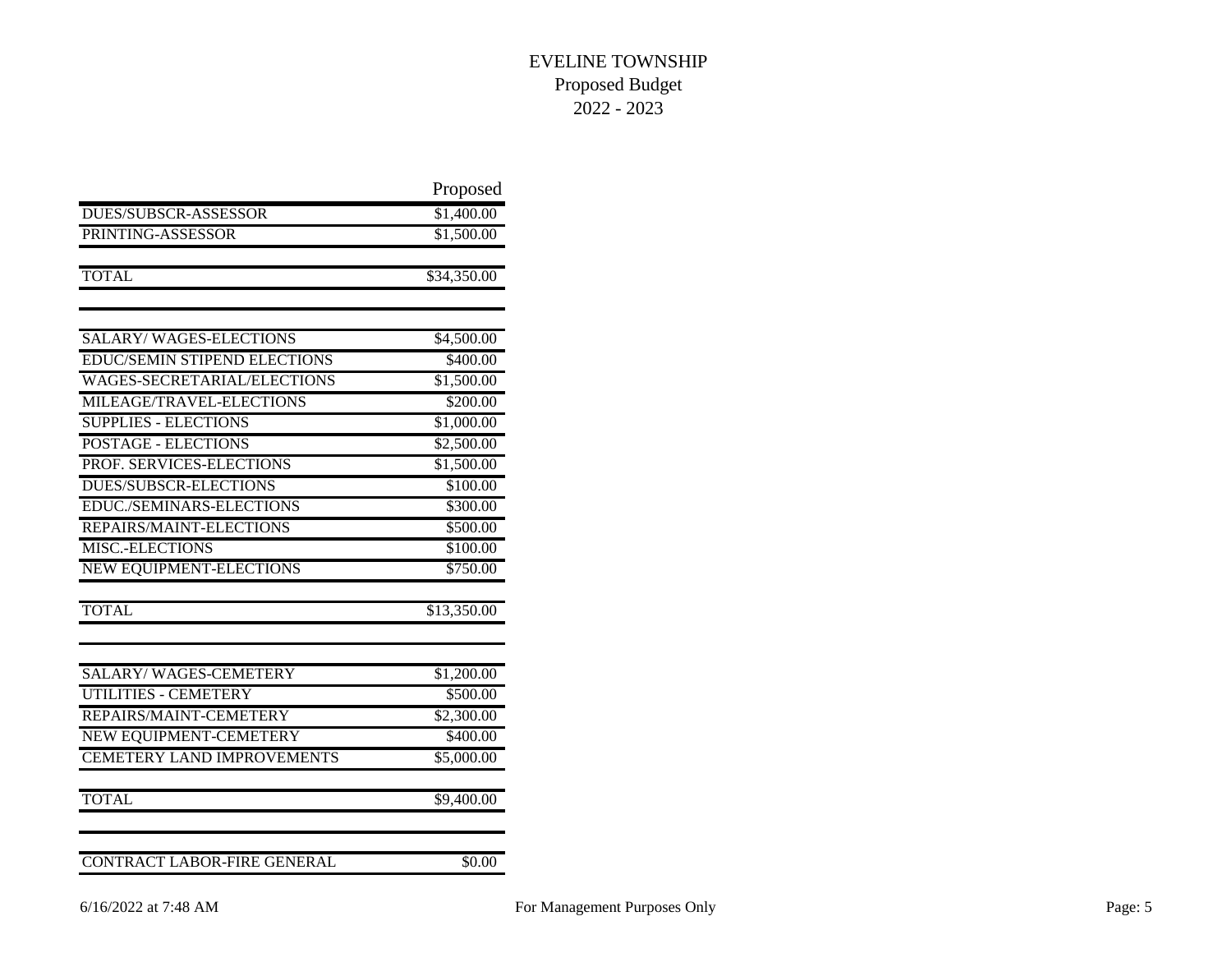# EVELINE TOWNSHIP
## Proposed Budget
## 2022 - 2023

| | Proposed |
|---|---|
| DUES/SUBSCR-ASSESSOR | $1,400.00 |
| PRINTING-ASSESSOR | $1,500.00 |
| | |
| TOTAL | $34,350.00 |
| | |
| SALARY/ WAGES-ELECTIONS | $4,500.00 |
| EDUC/SEMIN STIPEND ELECTIONS | $400.00 |
| WAGES-SECRETARIAL/ELECTIONS | $1,500.00 |
| MILEAGE/TRAVEL-ELECTIONS | $200.00 |
| SUPPLIES - ELECTIONS | $1,000.00 |
| POSTAGE - ELECTIONS | $2,500.00 |
| PROF. SERVICES-ELECTIONS | $1,500.00 |
| DUES/SUBSCR-ELECTIONS | $100.00 |
| EDUC./SEMINARS-ELECTIONS | $300.00 |
| REPAIRS/MAINT-ELECTIONS | $500.00 |
| MISC.-ELECTIONS | $100.00 |
| NEW EQUIPMENT-ELECTIONS | $750.00 |
| | |
| TOTAL | $13,350.00 |
| | |
| SALARY/ WAGES-CEMETERY | $1,200.00 |
| UTILITIES - CEMETERY | $500.00 |
| REPAIRS/MAINT-CEMETERY | $2,300.00 |
| NEW EQUIPMENT-CEMETERY | $400.00 |
| CEMETERY LAND IMPROVEMENTS | $5,000.00 |
| | |
| TOTAL | $9,400.00 |
| | |
| CONTRACT LABOR-FIRE GENERAL | $0.00 |

6/16/2022 at 7:48 AM For Management Purposes Only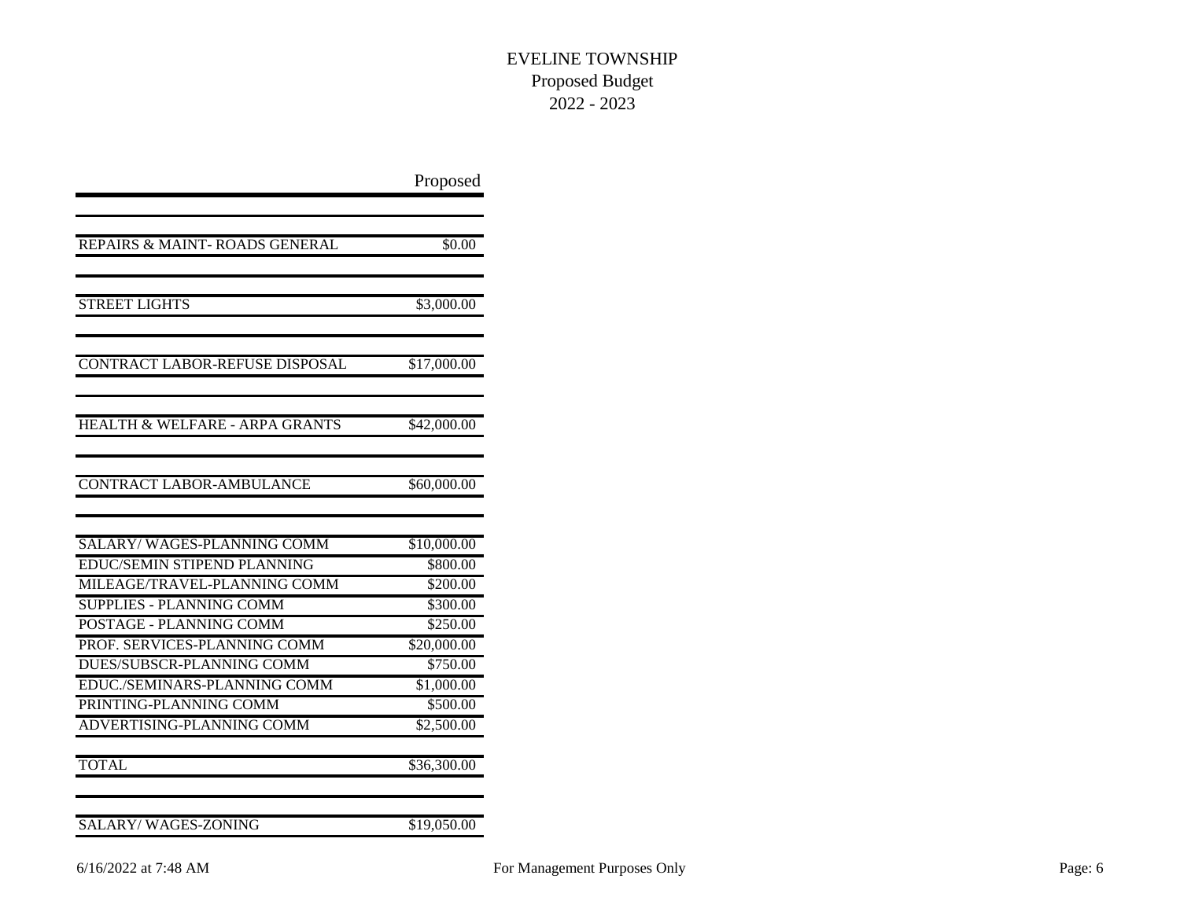EVELINE TOWNSHIP
Proposed Budget
2022 - 2023

| | Proposed |
|---|---|
| | |
| REPAIRS & MAINT- ROADS GENERAL | $0.00 |
| | |
| STREET LIGHTS | $3,000.00 |
| | |
| CONTRACT LABOR-REFUSE DISPOSAL | $17,000.00 |
| | |
| HEALTH & WELFARE - ARPA GRANTS | $42,000.00 |
| | |
| CONTRACT LABOR-AMBULANCE | $60,000.00 |
| | |
| SALARY/ WAGES-PLANNING COMM | $10,000.00 |
| EDUC/SEMIN STIPEND PLANNING | $800.00 |
| MILEAGE/TRAVEL-PLANNING COMM | $200.00 |
| SUPPLIES - PLANNING COMM | $300.00 |
| POSTAGE - PLANNING COMM | $250.00 |
| PROF. SERVICES-PLANNING COMM | $20,000.00 |
| DUES/SUBSCR-PLANNING COMM | $750.00 |
| EDUC./SEMINARS-PLANNING COMM | $1,000.00 |
| PRINTING-PLANNING COMM | $500.00 |
| ADVERTISING-PLANNING COMM | $2,500.00 |
| TOTAL | $36,300.00 |
| | |
| SALARY/ WAGES-ZONING | $19,050.00 |

6/16/2022 at 7:48 AM — For Management Purposes Only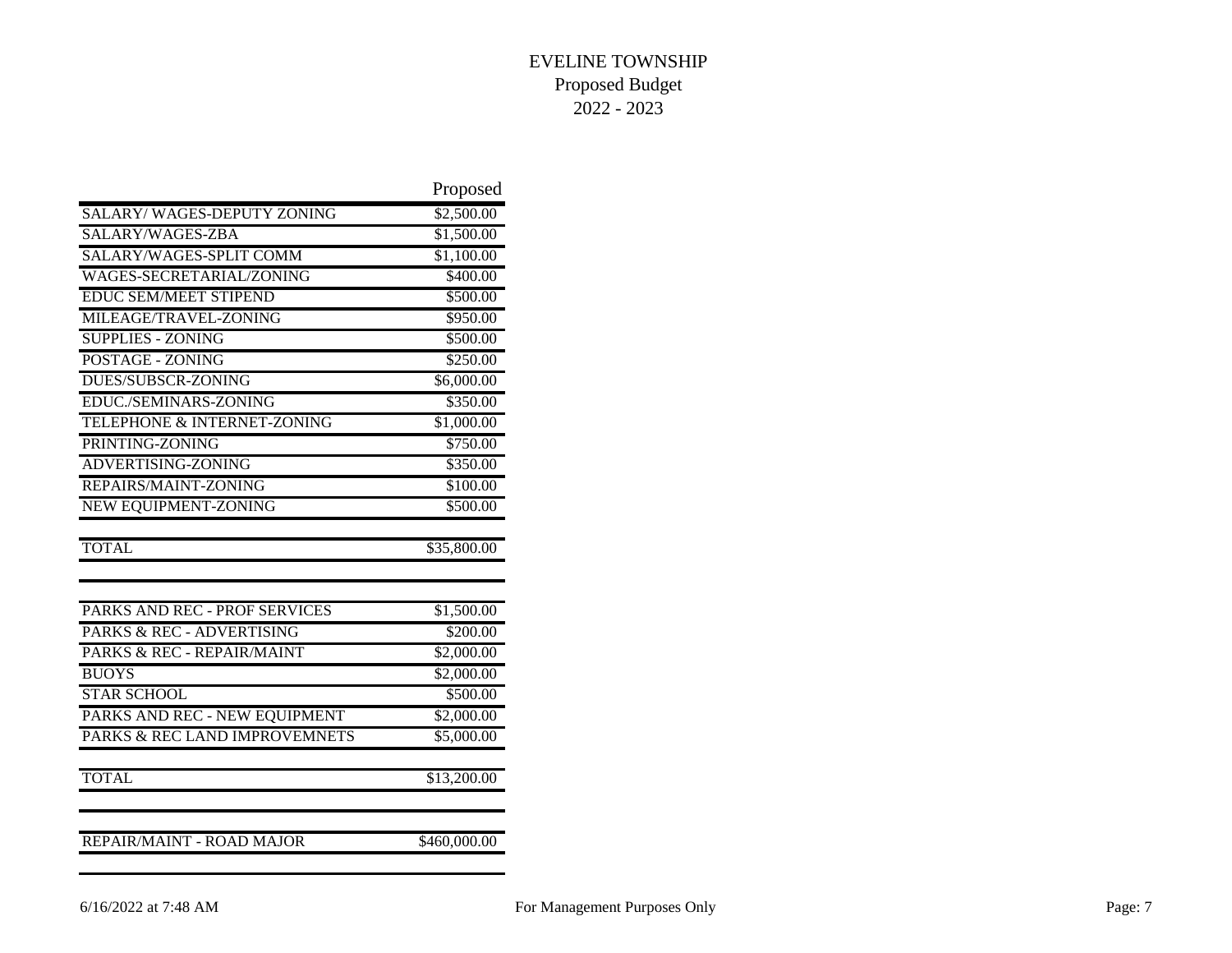# EVELINE TOWNSHIP

Proposed Budget

2022 - 2023

| | Proposed |
|---|---|
| SALARY/ WAGES-DEPUTY ZONING | $2,500.00 |
| SALARY/WAGES-ZBA | $1,500.00 |
| SALARY/WAGES-SPLIT COMM | $1,100.00 |
| WAGES-SECRETARIAL/ZONING | $400.00 |
| EDUC SEM/MEET STIPEND | $500.00 |
| MILEAGE/TRAVEL-ZONING | $950.00 |
| SUPPLIES - ZONING | $500.00 |
| POSTAGE - ZONING | $250.00 |
| DUES/SUBSCR-ZONING | $6,000.00 |
| EDUC./SEMINARS-ZONING | $350.00 |
| TELEPHONE & INTERNET-ZONING | $1,000.00 |
| PRINTING-ZONING | $750.00 |
| ADVERTISING-ZONING | $350.00 |
| REPAIRS/MAINT-ZONING | $100.00 |
| NEW EQUIPMENT-ZONING | $500.00 |
| TOTAL | $35,800.00 |

| | |
|---|---|
| PARKS AND REC - PROF SERVICES | $1,500.00 |
| PARKS & REC - ADVERTISING | $200.00 |
| PARKS & REC - REPAIR/MAINT | $2,000.00 |
| BUOYS | $2,000.00 |
| STAR SCHOOL | $500.00 |
| PARKS AND REC - NEW EQUIPMENT | $2,000.00 |
| PARKS & REC LAND IMPROVEMNETS | $5,000.00 |
| TOTAL | $13,200.00 |

| | |
|---|---|
| REPAIR/MAINT - ROAD MAJOR | $460,000.00 |

6/16/2022 at 7:48 AM — For Management Purposes Only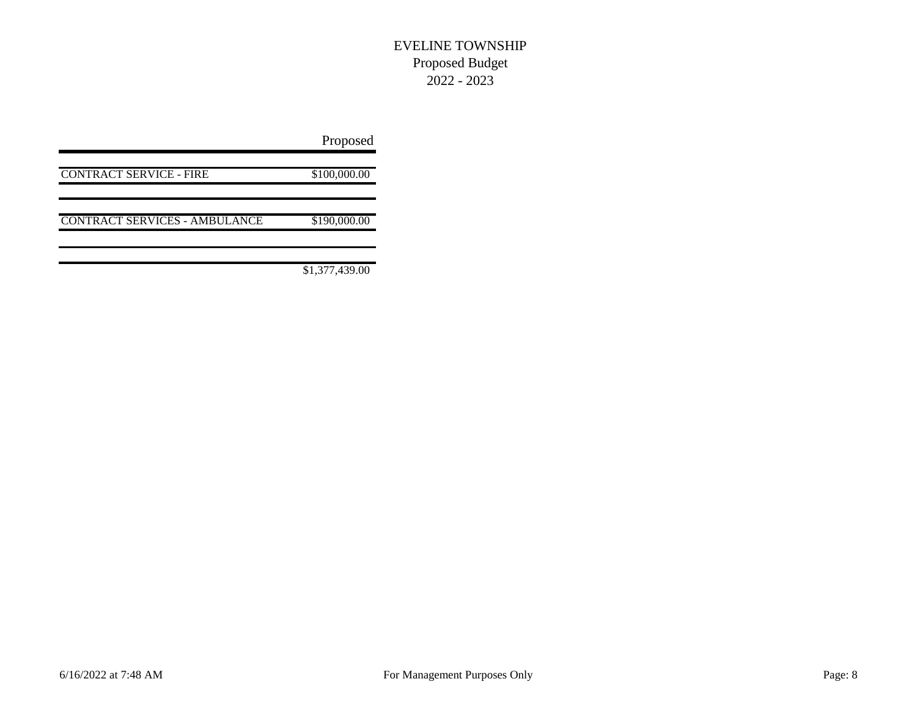# EVELINE TOWNSHIP
## Proposed Budget
## 2022 - 2023

| | Proposed |
|---|---|
| CONTRACT SERVICE - FIRE | $100,000.00 |
| | |
| CONTRACT SERVICES - AMBULANCE | $190,000.00 |
| | |
| | $1,377,439.00 |

6/16/2022 at 7:48 AM

For Management Purposes Only